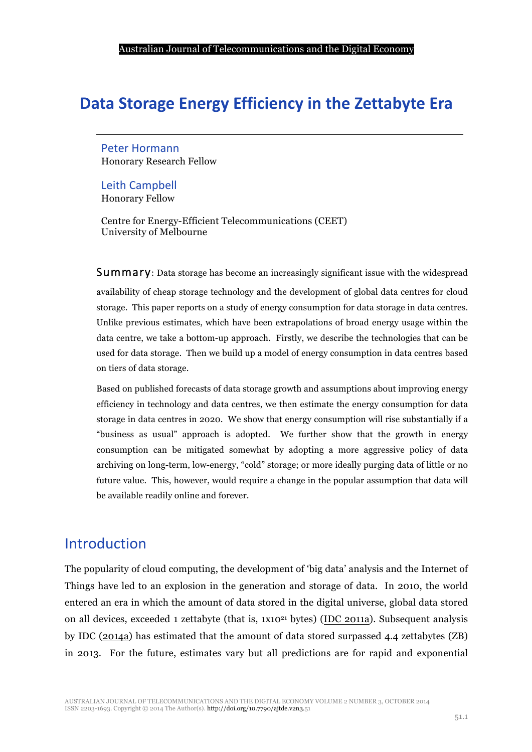# Data Storage Energy Efficiency in the Zettabyte Era

Peter Hormann
Honorary Research Fellow

Leith Campbell
Honorary Fellow

Centre for Energy-Efficient Telecommunications (CEET)
University of Melbourne

**Summary**: Data storage has become an increasingly significant issue with the widespread availability of cheap storage technology and the development of global data centres for cloud storage. This paper reports on a study of energy consumption for data storage in data centres. Unlike previous estimates, which have been extrapolations of broad energy usage within the data centre, we take a bottom-up approach. Firstly, we describe the technologies that can be used for data storage. Then we build up a model of energy consumption in data centres based on tiers of data storage.

Based on published forecasts of data storage growth and assumptions about improving energy efficiency in technology and data centres, we then estimate the energy consumption for data storage in data centres in 2020. We show that energy consumption will rise substantially if a "business as usual" approach is adopted. We further show that the growth in energy consumption can be mitigated somewhat by adopting a more aggressive policy of data archiving on long-term, low-energy, "cold" storage; or more ideally purging data of little or no future value. This, however, would require a change in the popular assumption that data will be available readily online and forever.

## Introduction

The popularity of cloud computing, the development of 'big data' analysis and the Internet of Things have led to an explosion in the generation and storage of data. In 2010, the world entered an era in which the amount of data stored in the digital universe, global data stored on all devices, exceeded 1 zettabyte (that is, $1 \times 10^{21}$ bytes) (IDC 2011a). Subsequent analysis by IDC (2014a) has estimated that the amount of data stored surpassed 4.4 zettabytes (ZB) in 2013. For the future, estimates vary but all predictions are for rapid and exponential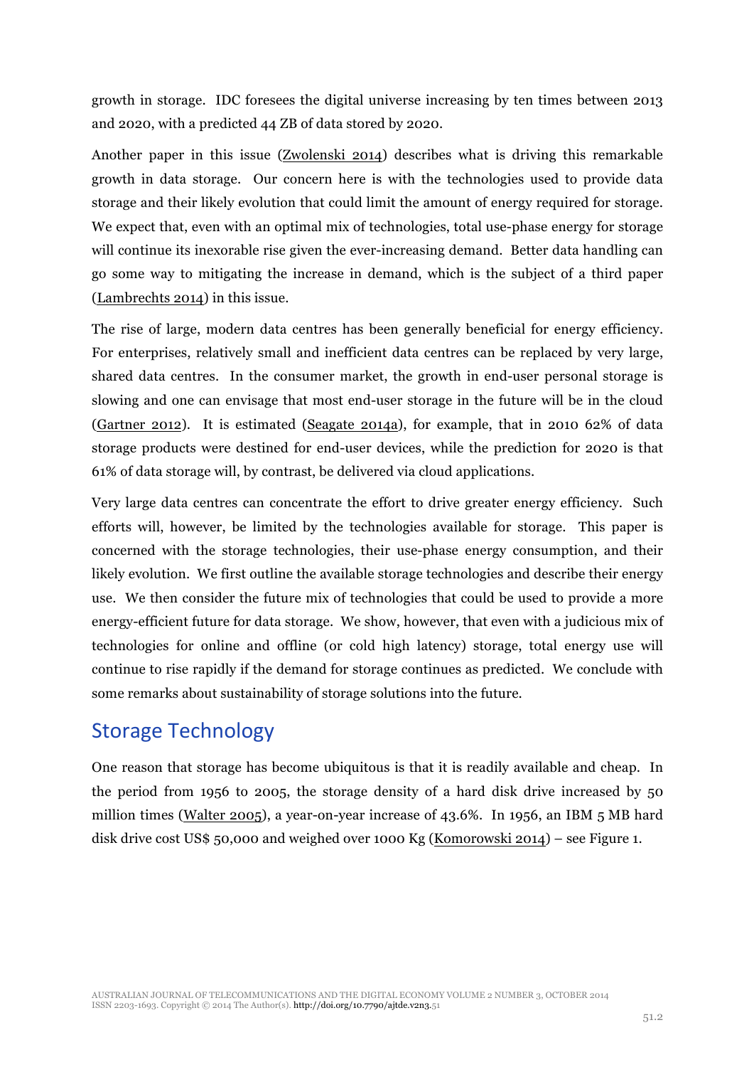growth in storage. IDC foresees the digital universe increasing by ten times between 2013 and 2020, with a predicted 44 ZB of data stored by 2020.

Another paper in this issue (Zwolenski 2014) describes what is driving this remarkable growth in data storage. Our concern here is with the technologies used to provide data storage and their likely evolution that could limit the amount of energy required for storage. We expect that, even with an optimal mix of technologies, total use-phase energy for storage will continue its inexorable rise given the ever-increasing demand. Better data handling can go some way to mitigating the increase in demand, which is the subject of a third paper (Lambrechts 2014) in this issue.

The rise of large, modern data centres has been generally beneficial for energy efficiency. For enterprises, relatively small and inefficient data centres can be replaced by very large, shared data centres. In the consumer market, the growth in end-user personal storage is slowing and one can envisage that most end-user storage in the future will be in the cloud (Gartner 2012). It is estimated (Seagate 2014a), for example, that in 2010 62% of data storage products were destined for end-user devices, while the prediction for 2020 is that 61% of data storage will, by contrast, be delivered via cloud applications.

Very large data centres can concentrate the effort to drive greater energy efficiency. Such efforts will, however, be limited by the technologies available for storage. This paper is concerned with the storage technologies, their use-phase energy consumption, and their likely evolution. We first outline the available storage technologies and describe their energy use. We then consider the future mix of technologies that could be used to provide a more energy-efficient future for data storage. We show, however, that even with a judicious mix of technologies for online and offline (or cold high latency) storage, total energy use will continue to rise rapidly if the demand for storage continues as predicted. We conclude with some remarks about sustainability of storage solutions into the future.

## Storage Technology

One reason that storage has become ubiquitous is that it is readily available and cheap. In the period from 1956 to 2005, the storage density of a hard disk drive increased by 50 million times (Walter 2005), a year-on-year increase of 43.6%. In 1956, an IBM 5 MB hard disk drive cost US$ 50,000 and weighed over 1000 Kg (Komorowski 2014) – see Figure 1.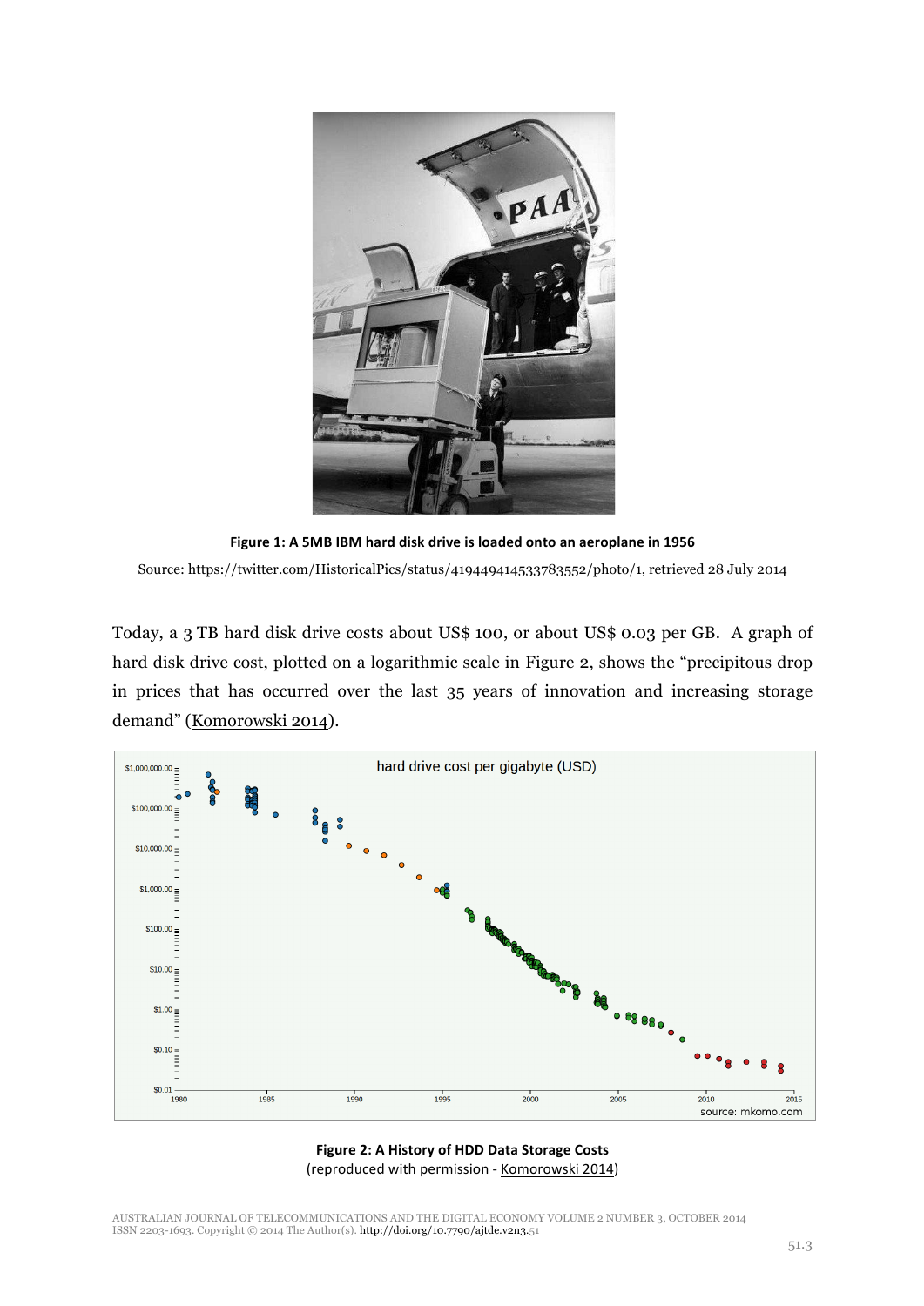**Figure 1: A 5MB IBM hard disk drive is loaded onto an aeroplane in 1956**

Source: https://twitter.com/HistoricalPics/status/419449414533783552/photo/1, retrieved 28 July 2014

Today, a 3 TB hard disk drive costs about US$ 100, or about US$ 0.03 per GB. A graph of hard disk drive cost, plotted on a logarithmic scale in Figure 2, shows the "precipitous drop in prices that has occurred over the last 35 years of innovation and increasing storage demand" (Komorowski 2014).

**Figure 2: A History of HDD Data Storage Costs**

(reproduced with permission - Komorowski 2014)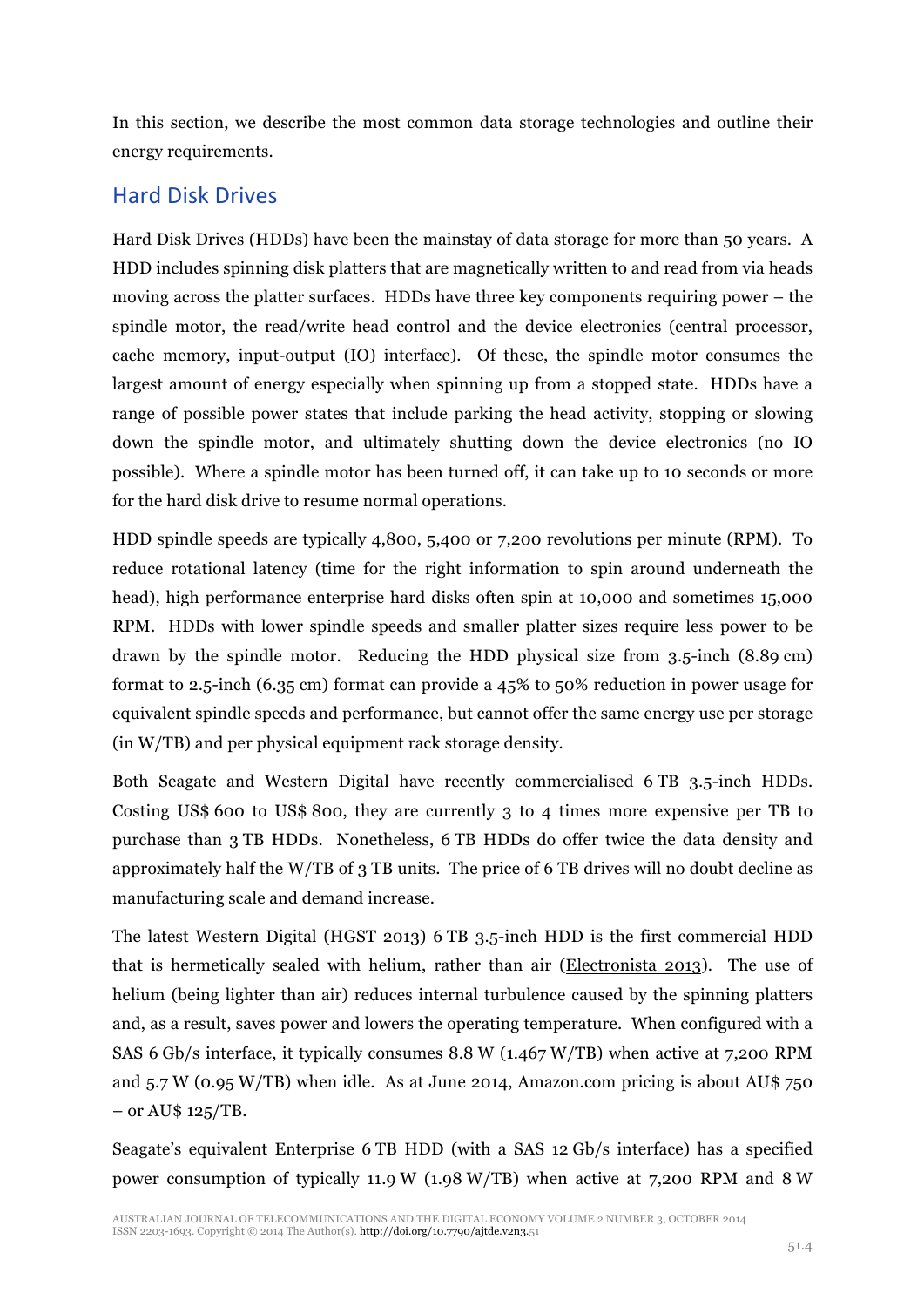In this section, we describe the most common data storage technologies and outline their energy requirements.

## Hard Disk Drives

Hard Disk Drives (HDDs) have been the mainstay of data storage for more than 50 years. A HDD includes spinning disk platters that are magnetically written to and read from via heads moving across the platter surfaces. HDDs have three key components requiring power – the spindle motor, the read/write head control and the device electronics (central processor, cache memory, input-output (IO) interface). Of these, the spindle motor consumes the largest amount of energy especially when spinning up from a stopped state. HDDs have a range of possible power states that include parking the head activity, stopping or slowing down the spindle motor, and ultimately shutting down the device electronics (no IO possible). Where a spindle motor has been turned off, it can take up to 10 seconds or more for the hard disk drive to resume normal operations.

HDD spindle speeds are typically 4,800, 5,400 or 7,200 revolutions per minute (RPM). To reduce rotational latency (time for the right information to spin around underneath the head), high performance enterprise hard disks often spin at 10,000 and sometimes 15,000 RPM. HDDs with lower spindle speeds and smaller platter sizes require less power to be drawn by the spindle motor. Reducing the HDD physical size from 3.5-inch (8.89 cm) format to 2.5-inch (6.35 cm) format can provide a 45% to 50% reduction in power usage for equivalent spindle speeds and performance, but cannot offer the same energy use per storage (in W/TB) and per physical equipment rack storage density.

Both Seagate and Western Digital have recently commercialised 6 TB 3.5-inch HDDs. Costing US$ 600 to US$ 800, they are currently 3 to 4 times more expensive per TB to purchase than 3 TB HDDs. Nonetheless, 6 TB HDDs do offer twice the data density and approximately half the W/TB of 3 TB units. The price of 6 TB drives will no doubt decline as manufacturing scale and demand increase.

The latest Western Digital (HGST 2013) 6 TB 3.5-inch HDD is the first commercial HDD that is hermetically sealed with helium, rather than air (Electronista 2013). The use of helium (being lighter than air) reduces internal turbulence caused by the spinning platters and, as a result, saves power and lowers the operating temperature. When configured with a SAS 6 Gb/s interface, it typically consumes 8.8 W (1.467 W/TB) when active at 7,200 RPM and 5.7 W (0.95 W/TB) when idle. As at June 2014, Amazon.com pricing is about AU$ 750 – or AU$ 125/TB.

Seagate's equivalent Enterprise 6 TB HDD (with a SAS 12 Gb/s interface) has a specified power consumption of typically 11.9 W (1.98 W/TB) when active at 7,200 RPM and 8 W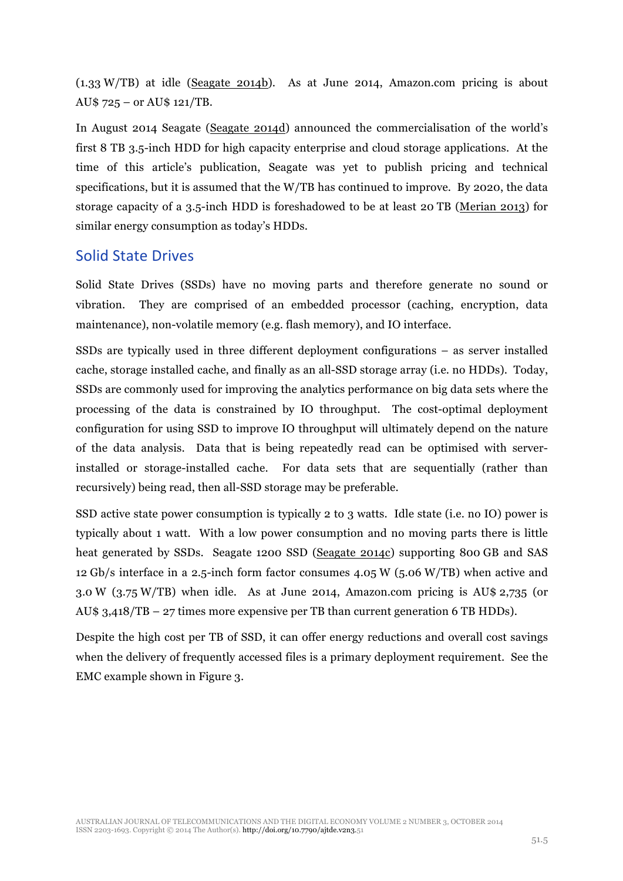(1.33 W/TB) at idle (Seagate 2014b). As at June 2014, Amazon.com pricing is about AU$ 725 – or AU$ 121/TB.

In August 2014 Seagate (Seagate 2014d) announced the commercialisation of the world's first 8 TB 3.5-inch HDD for high capacity enterprise and cloud storage applications. At the time of this article's publication, Seagate was yet to publish pricing and technical specifications, but it is assumed that the W/TB has continued to improve. By 2020, the data storage capacity of a 3.5-inch HDD is foreshadowed to be at least 20 TB (Merian 2013) for similar energy consumption as today's HDDs.

## Solid State Drives

Solid State Drives (SSDs) have no moving parts and therefore generate no sound or vibration. They are comprised of an embedded processor (caching, encryption, data maintenance), non-volatile memory (e.g. flash memory), and IO interface.

SSDs are typically used in three different deployment configurations – as server installed cache, storage installed cache, and finally as an all-SSD storage array (i.e. no HDDs). Today, SSDs are commonly used for improving the analytics performance on big data sets where the processing of the data is constrained by IO throughput. The cost-optimal deployment configuration for using SSD to improve IO throughput will ultimately depend on the nature of the data analysis. Data that is being repeatedly read can be optimised with server-installed or storage-installed cache. For data sets that are sequentially (rather than recursively) being read, then all-SSD storage may be preferable.

SSD active state power consumption is typically 2 to 3 watts. Idle state (i.e. no IO) power is typically about 1 watt. With a low power consumption and no moving parts there is little heat generated by SSDs. Seagate 1200 SSD (Seagate 2014c) supporting 800 GB and SAS 12 Gb/s interface in a 2.5-inch form factor consumes 4.05 W (5.06 W/TB) when active and 3.0 W (3.75 W/TB) when idle. As at June 2014, Amazon.com pricing is AU$ 2,735 (or AU$ 3,418/TB – 27 times more expensive per TB than current generation 6 TB HDDs).

Despite the high cost per TB of SSD, it can offer energy reductions and overall cost savings when the delivery of frequently accessed files is a primary deployment requirement. See the EMC example shown in Figure 3.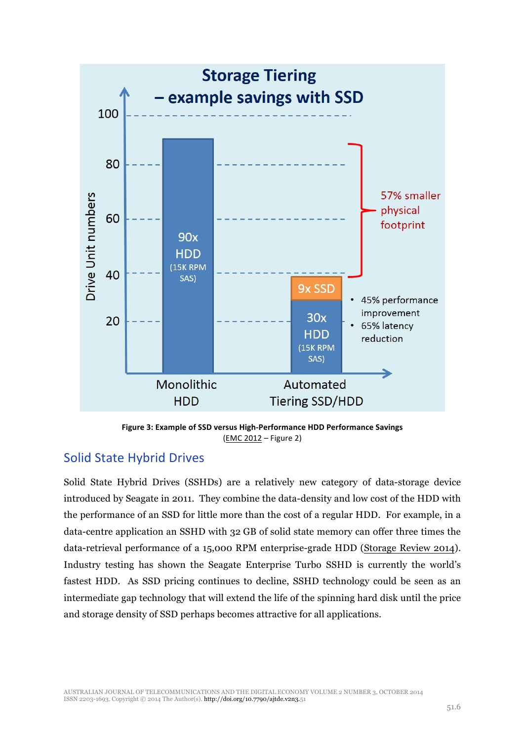**Figure 3: Example of SSD versus High-Performance HDD Performance Savings**
(EMC 2012 – Figure 2)

## Solid State Hybrid Drives

Solid State Hybrid Drives (SSHDs) are a relatively new category of data-storage device introduced by Seagate in 2011. They combine the data-density and low cost of the HDD with the performance of an SSD for little more than the cost of a regular HDD. For example, in a data-centre application an SSHD with 32 GB of solid state memory can offer three times the data-retrieval performance of a 15,000 RPM enterprise-grade HDD (Storage Review 2014). Industry testing has shown the Seagate Enterprise Turbo SSHD is currently the world's fastest HDD. As SSD pricing continues to decline, SSHD technology could be seen as an intermediate gap technology that will extend the life of the spinning hard disk until the price and storage density of SSD perhaps becomes attractive for all applications.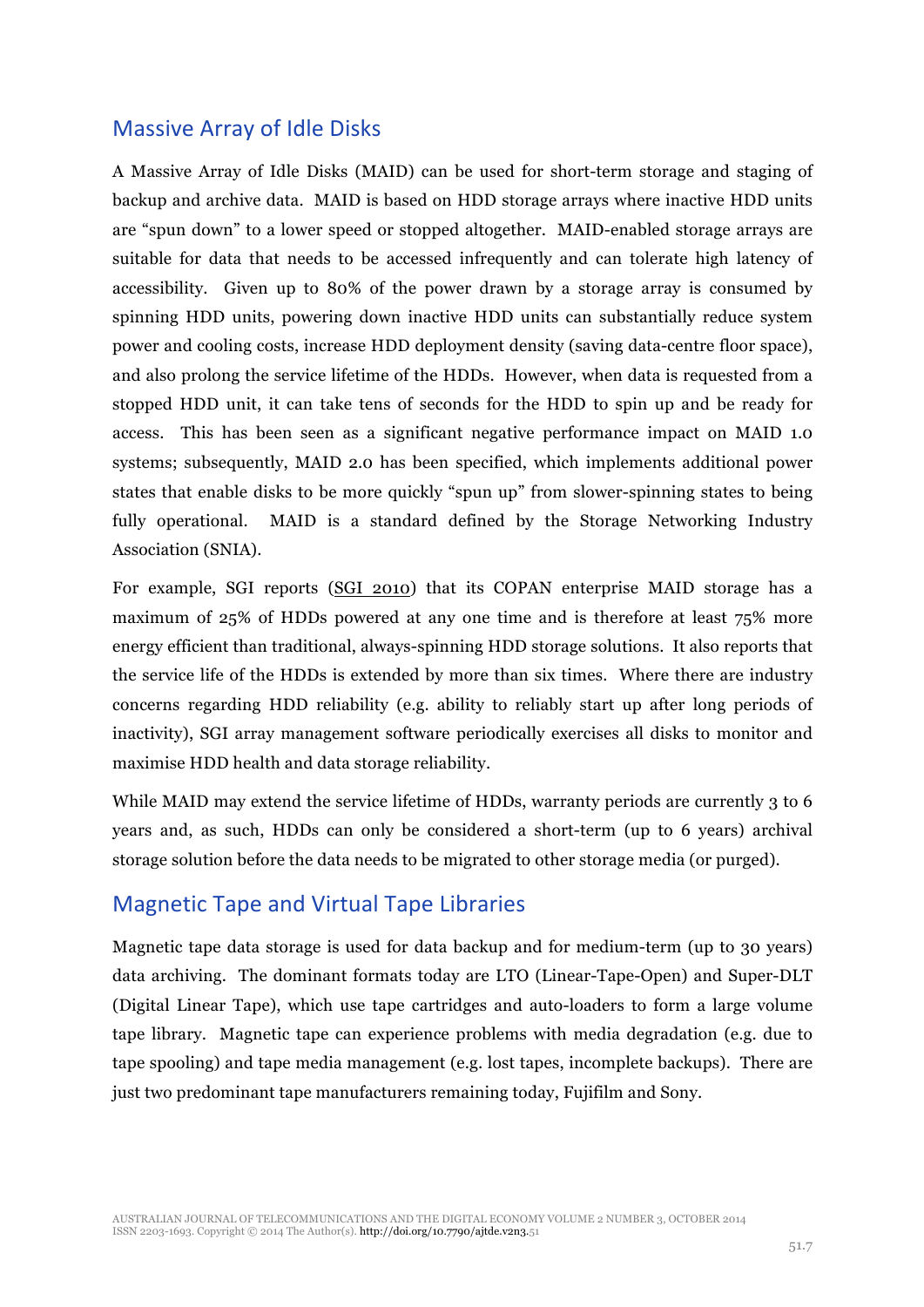## Massive Array of Idle Disks

A Massive Array of Idle Disks (MAID) can be used for short-term storage and staging of backup and archive data. MAID is based on HDD storage arrays where inactive HDD units are "spun down" to a lower speed or stopped altogether. MAID-enabled storage arrays are suitable for data that needs to be accessed infrequently and can tolerate high latency of accessibility. Given up to 80% of the power drawn by a storage array is consumed by spinning HDD units, powering down inactive HDD units can substantially reduce system power and cooling costs, increase HDD deployment density (saving data-centre floor space), and also prolong the service lifetime of the HDDs. However, when data is requested from a stopped HDD unit, it can take tens of seconds for the HDD to spin up and be ready for access. This has been seen as a significant negative performance impact on MAID 1.0 systems; subsequently, MAID 2.0 has been specified, which implements additional power states that enable disks to be more quickly "spun up" from slower-spinning states to being fully operational. MAID is a standard defined by the Storage Networking Industry Association (SNIA).

For example, SGI reports (SGI 2010) that its COPAN enterprise MAID storage has a maximum of 25% of HDDs powered at any one time and is therefore at least 75% more energy efficient than traditional, always-spinning HDD storage solutions. It also reports that the service life of the HDDs is extended by more than six times. Where there are industry concerns regarding HDD reliability (e.g. ability to reliably start up after long periods of inactivity), SGI array management software periodically exercises all disks to monitor and maximise HDD health and data storage reliability.

While MAID may extend the service lifetime of HDDs, warranty periods are currently 3 to 6 years and, as such, HDDs can only be considered a short-term (up to 6 years) archival storage solution before the data needs to be migrated to other storage media (or purged).

## Magnetic Tape and Virtual Tape Libraries

Magnetic tape data storage is used for data backup and for medium-term (up to 30 years) data archiving. The dominant formats today are LTO (Linear-Tape-Open) and Super-DLT (Digital Linear Tape), which use tape cartridges and auto-loaders to form a large volume tape library. Magnetic tape can experience problems with media degradation (e.g. due to tape spooling) and tape media management (e.g. lost tapes, incomplete backups). There are just two predominant tape manufacturers remaining today, Fujifilm and Sony.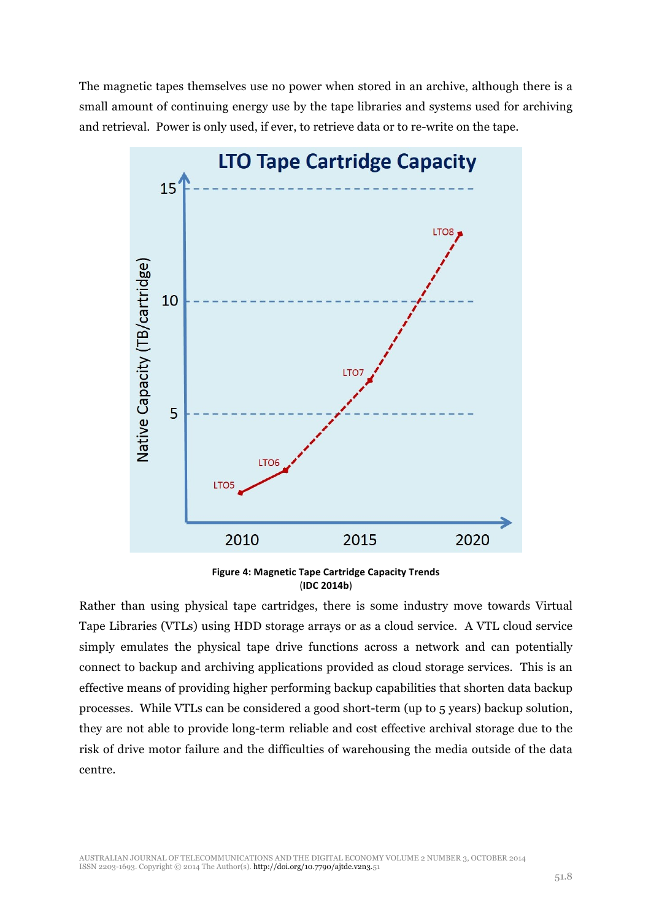The magnetic tapes themselves use no power when stored in an archive, although there is a small amount of continuing energy use by the tape libraries and systems used for archiving and retrieval. Power is only used, if ever, to retrieve data or to re-write on the tape.

**Figure 4: Magnetic Tape Cartridge Capacity Trends**
(**IDC 2014b**)

Rather than using physical tape cartridges, there is some industry move towards Virtual Tape Libraries (VTLs) using HDD storage arrays or as a cloud service. A VTL cloud service simply emulates the physical tape drive functions across a network and can potentially connect to backup and archiving applications provided as cloud storage services. This is an effective means of providing higher performing backup capabilities that shorten data backup processes. While VTLs can be considered a good short-term (up to 5 years) backup solution, they are not able to provide long-term reliable and cost effective archival storage due to the risk of drive motor failure and the difficulties of warehousing the media outside of the data centre.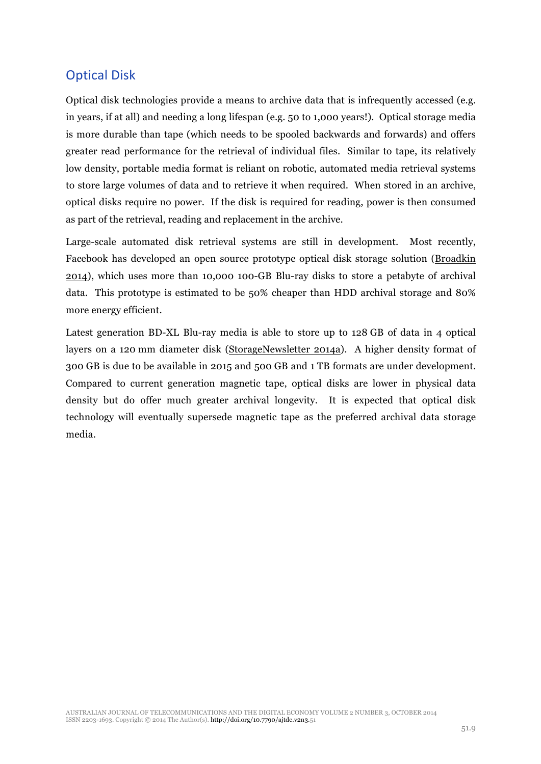## Optical Disk

Optical disk technologies provide a means to archive data that is infrequently accessed (e.g. in years, if at all) and needing a long lifespan (e.g. 50 to 1,000 years!). Optical storage media is more durable than tape (which needs to be spooled backwards and forwards) and offers greater read performance for the retrieval of individual files. Similar to tape, its relatively low density, portable media format is reliant on robotic, automated media retrieval systems to store large volumes of data and to retrieve it when required. When stored in an archive, optical disks require no power. If the disk is required for reading, power is then consumed as part of the retrieval, reading and replacement in the archive.

Large-scale automated disk retrieval systems are still in development. Most recently, Facebook has developed an open source prototype optical disk storage solution (Broadkin 2014), which uses more than 10,000 100-GB Blu-ray disks to store a petabyte of archival data. This prototype is estimated to be 50% cheaper than HDD archival storage and 80% more energy efficient.

Latest generation BD-XL Blu-ray media is able to store up to 128 GB of data in 4 optical layers on a 120 mm diameter disk (StorageNewsletter 2014a). A higher density format of 300 GB is due to be available in 2015 and 500 GB and 1 TB formats are under development. Compared to current generation magnetic tape, optical disks are lower in physical data density but do offer much greater archival longevity. It is expected that optical disk technology will eventually supersede magnetic tape as the preferred archival data storage media.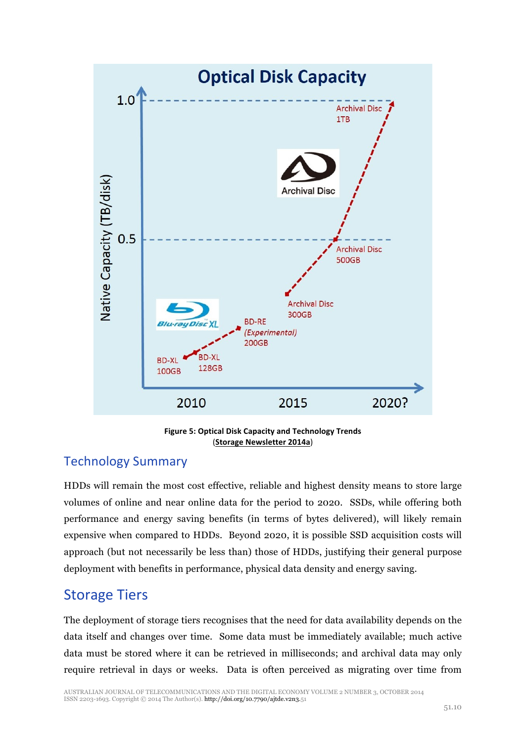Figure 5: Optical Disk Capacity and Technology Trends
(Storage Newsletter 2014a)

## Technology Summary

HDDs will remain the most cost effective, reliable and highest density means to store large volumes of online and near online data for the period to 2020. SSDs, while offering both performance and energy saving benefits (in terms of bytes delivered), will likely remain expensive when compared to HDDs. Beyond 2020, it is possible SSD acquisition costs will approach (but not necessarily be less than) those of HDDs, justifying their general purpose deployment with benefits in performance, physical data density and energy saving.

## Storage Tiers

The deployment of storage tiers recognises that the need for data availability depends on the data itself and changes over time. Some data must be immediately available; much active data must be stored where it can be retrieved in milliseconds; and archival data may only require retrieval in days or weeks. Data is often perceived as migrating over time from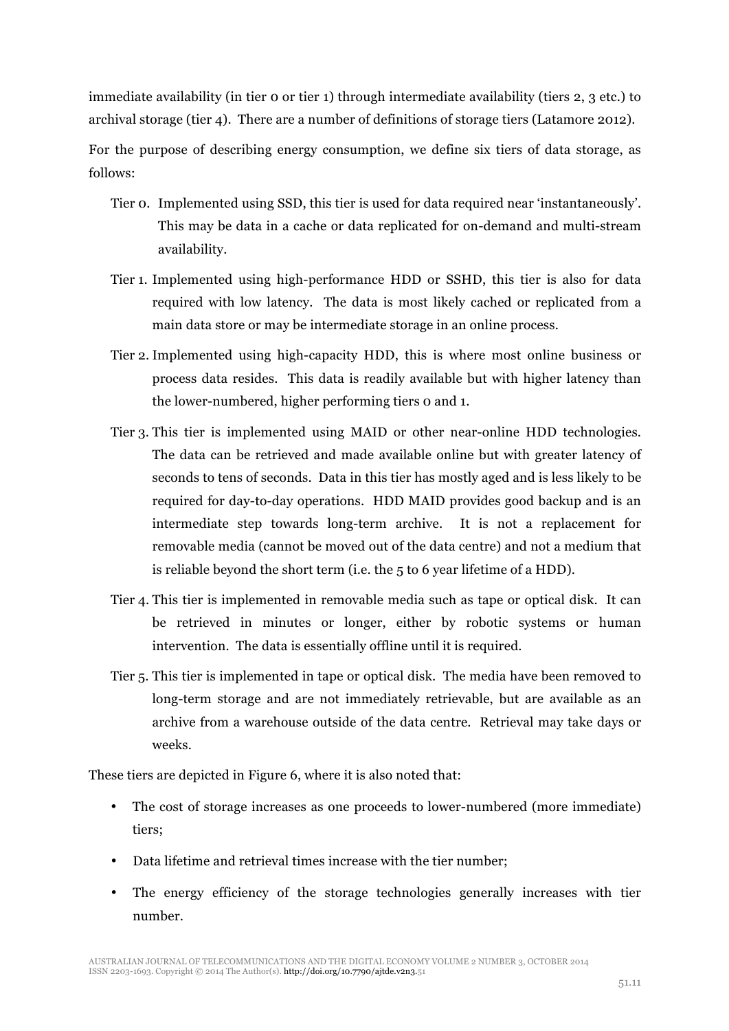immediate availability (in tier 0 or tier 1) through intermediate availability (tiers 2, 3 etc.) to archival storage (tier 4). There are a number of definitions of storage tiers (Latamore 2012).

For the purpose of describing energy consumption, we define six tiers of data storage, as follows:

- Tier 0. Implemented using SSD, this tier is used for data required near 'instantaneously'. This may be data in a cache or data replicated for on-demand and multi-stream availability.
- Tier 1. Implemented using high-performance HDD or SSHD, this tier is also for data required with low latency. The data is most likely cached or replicated from a main data store or may be intermediate storage in an online process.
- Tier 2. Implemented using high-capacity HDD, this is where most online business or process data resides. This data is readily available but with higher latency than the lower-numbered, higher performing tiers 0 and 1.
- Tier 3. This tier is implemented using MAID or other near-online HDD technologies. The data can be retrieved and made available online but with greater latency of seconds to tens of seconds. Data in this tier has mostly aged and is less likely to be required for day-to-day operations. HDD MAID provides good backup and is an intermediate step towards long-term archive. It is not a replacement for removable media (cannot be moved out of the data centre) and not a medium that is reliable beyond the short term (i.e. the 5 to 6 year lifetime of a HDD).
- Tier 4. This tier is implemented in removable media such as tape or optical disk. It can be retrieved in minutes or longer, either by robotic systems or human intervention. The data is essentially offline until it is required.
- Tier 5. This tier is implemented in tape or optical disk. The media have been removed to long-term storage and are not immediately retrievable, but are available as an archive from a warehouse outside of the data centre. Retrieval may take days or weeks.

These tiers are depicted in Figure 6, where it is also noted that:

- The cost of storage increases as one proceeds to lower-numbered (more immediate) tiers;
- Data lifetime and retrieval times increase with the tier number;
- The energy efficiency of the storage technologies generally increases with tier number.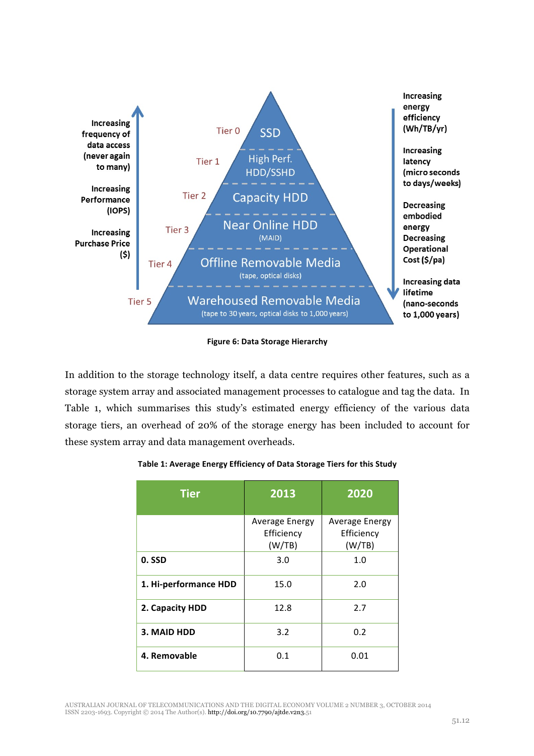Increasing frequency of data access (never again to many)

Increasing Performance (IOPS)

Increasing Purchase Price ($)

Tier 0 — SSD

Tier 1 — High Perf. HDD/SSHD

Tier 2 — Capacity HDD

Tier 3 — Near Online HDD (MAID)

Tier 4 — Offline Removable Media (tape, optical disks)

Tier 5 — Warehoused Removable Media (tape to 30 years, optical disks to 1,000 years)

Increasing energy efficiency (Wh/TB/yr)

Increasing latency (micro seconds to days/weeks)

Decreasing embodied energy

Decreasing Operational Cost ($/pa)

Increasing data lifetime (nano-seconds to 1,000 years)

**Figure 6: Data Storage Hierarchy**

In addition to the storage technology itself, a data centre requires other features, such as a storage system array and associated management processes to catalogue and tag the data. In Table 1, which summarises this study's estimated energy efficiency of the various data storage tiers, an overhead of 20% of the storage energy has been included to account for these system array and data management overheads.

**Table 1: Average Energy Efficiency of Data Storage Tiers for this Study**

| Tier | 2013 | 2020 |
|---|---|---|
| | Average Energy Efficiency (W/TB) | Average Energy Efficiency (W/TB) |
| **0. SSD** | 3.0 | 1.0 |
| **1. Hi-performance HDD** | 15.0 | 2.0 |
| **2. Capacity HDD** | 12.8 | 2.7 |
| **3. MAID HDD** | 3.2 | 0.2 |
| **4. Removable** | 0.1 | 0.01 |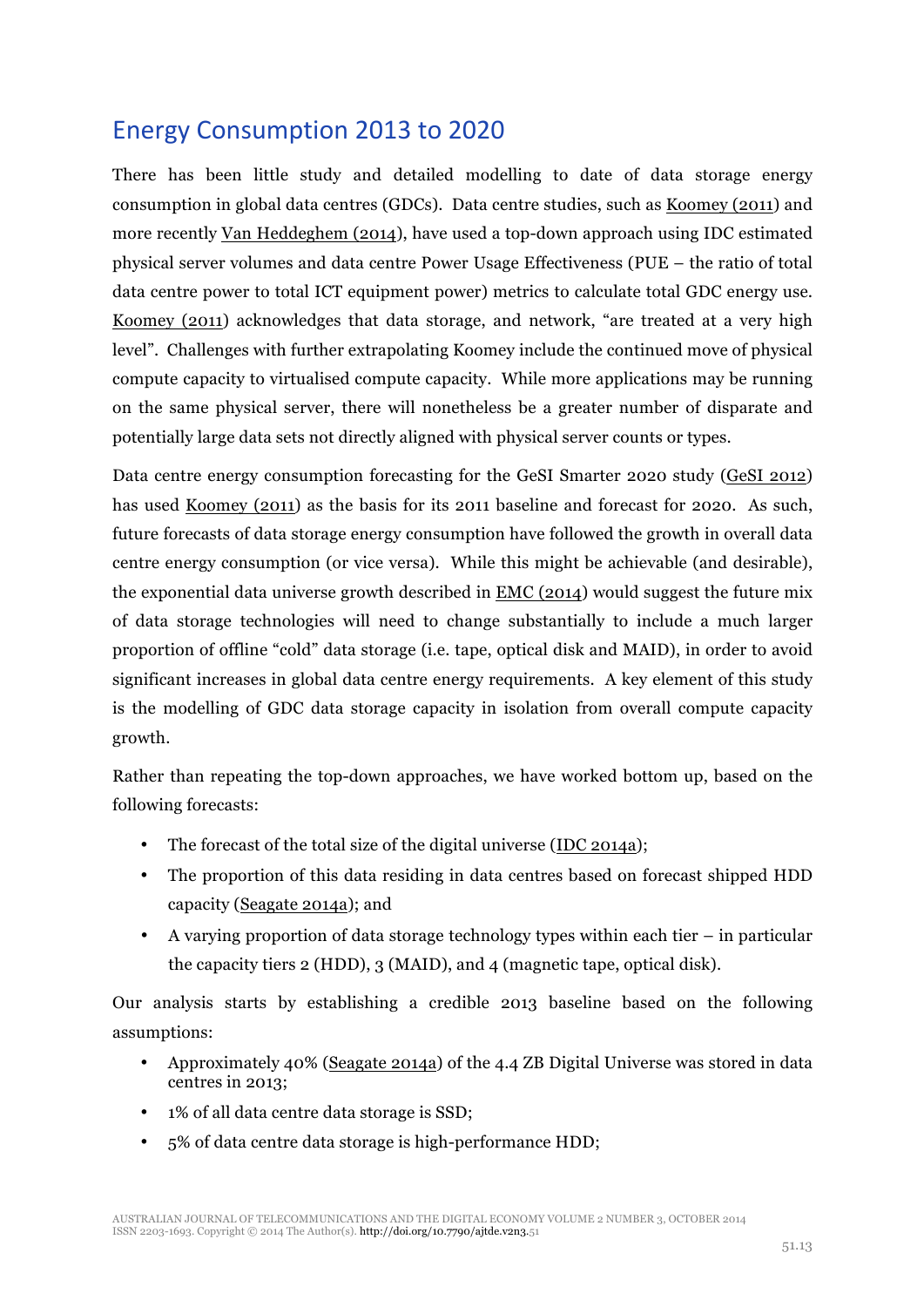## Energy Consumption 2013 to 2020

There has been little study and detailed modelling to date of data storage energy consumption in global data centres (GDCs). Data centre studies, such as Koomey (2011) and more recently Van Heddeghem (2014), have used a top-down approach using IDC estimated physical server volumes and data centre Power Usage Effectiveness (PUE – the ratio of total data centre power to total ICT equipment power) metrics to calculate total GDC energy use. Koomey (2011) acknowledges that data storage, and network, "are treated at a very high level". Challenges with further extrapolating Koomey include the continued move of physical compute capacity to virtualised compute capacity. While more applications may be running on the same physical server, there will nonetheless be a greater number of disparate and potentially large data sets not directly aligned with physical server counts or types.

Data centre energy consumption forecasting for the GeSI Smarter 2020 study (GeSI 2012) has used Koomey (2011) as the basis for its 2011 baseline and forecast for 2020. As such, future forecasts of data storage energy consumption have followed the growth in overall data centre energy consumption (or vice versa). While this might be achievable (and desirable), the exponential data universe growth described in EMC (2014) would suggest the future mix of data storage technologies will need to change substantially to include a much larger proportion of offline "cold" data storage (i.e. tape, optical disk and MAID), in order to avoid significant increases in global data centre energy requirements. A key element of this study is the modelling of GDC data storage capacity in isolation from overall compute capacity growth.

Rather than repeating the top-down approaches, we have worked bottom up, based on the following forecasts:

- The forecast of the total size of the digital universe (IDC 2014a);
- The proportion of this data residing in data centres based on forecast shipped HDD capacity (Seagate 2014a); and
- A varying proportion of data storage technology types within each tier – in particular the capacity tiers 2 (HDD), 3 (MAID), and 4 (magnetic tape, optical disk).

Our analysis starts by establishing a credible 2013 baseline based on the following assumptions:

- Approximately 40% (Seagate 2014a) of the 4.4 ZB Digital Universe was stored in data centres in 2013;
- 1% of all data centre data storage is SSD;
- 5% of data centre data storage is high-performance HDD;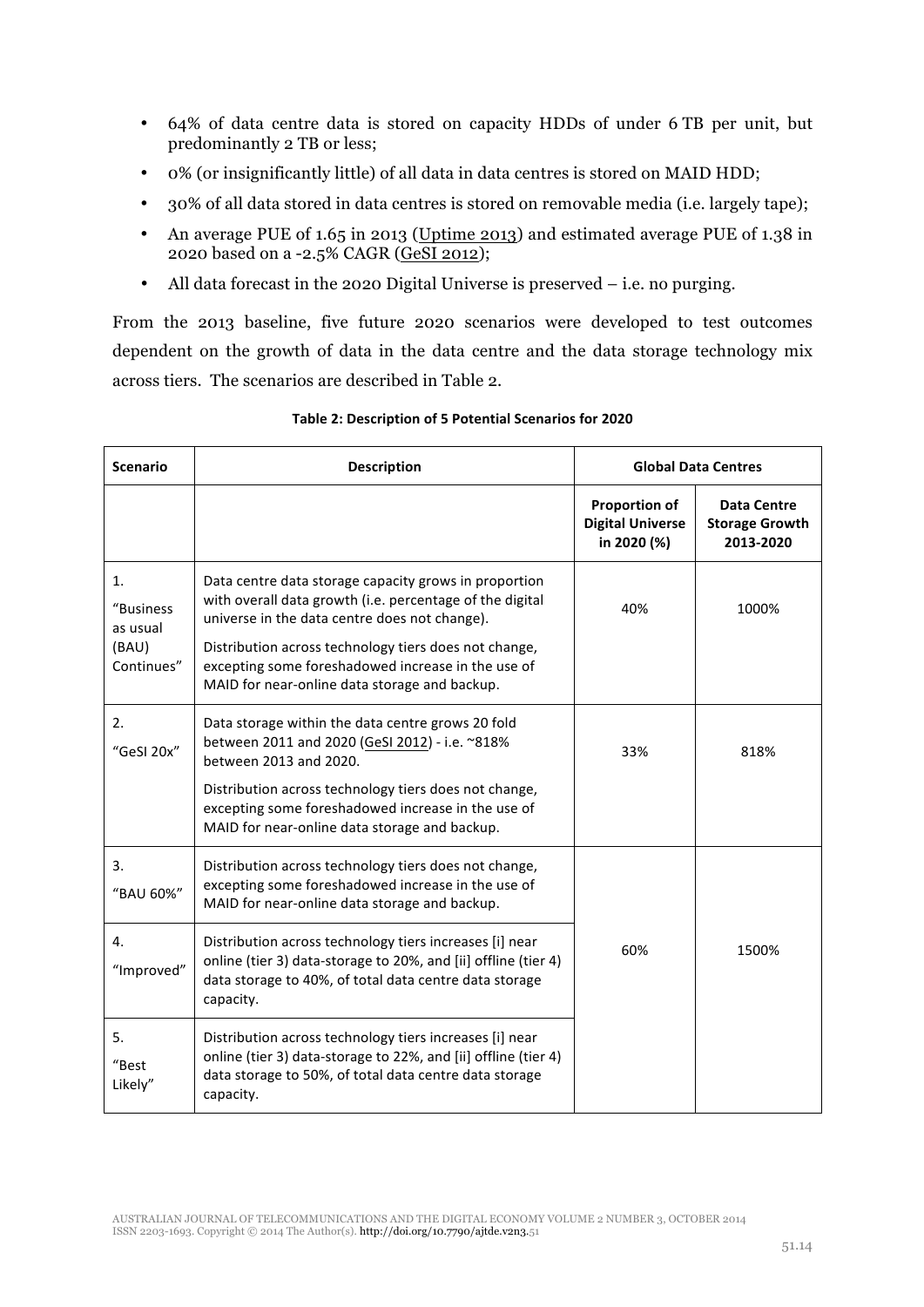- 64% of data centre data is stored on capacity HDDs of under 6 TB per unit, but predominantly 2 TB or less;
- 0% (or insignificantly little) of all data in data centres is stored on MAID HDD;
- 30% of all data stored in data centres is stored on removable media (i.e. largely tape);
- An average PUE of 1.65 in 2013 (Uptime 2013) and estimated average PUE of 1.38 in 2020 based on a -2.5% CAGR (GeSI 2012);
- All data forecast in the 2020 Digital Universe is preserved – i.e. no purging.

From the 2013 baseline, five future 2020 scenarios were developed to test outcomes dependent on the growth of data in the data centre and the data storage technology mix across tiers. The scenarios are described in Table 2.

**Table 2: Description of 5 Potential Scenarios for 2020**

| Scenario | Description | Global Data Centres | |
|---|---|---|---|
| | | Proportion of Digital Universe in 2020 (%) | Data Centre Storage Growth 2013-2020 |
| 1. "Business as usual (BAU) Continues" | Data centre data storage capacity grows in proportion with overall data growth (i.e. percentage of the digital universe in the data centre does not change). Distribution across technology tiers does not change, excepting some foreshadowed increase in the use of MAID for near-online data storage and backup. | 40% | 1000% |
| 2. "GeSI 20x" | Data storage within the data centre grows 20 fold between 2011 and 2020 (GeSI 2012) - i.e. ~818% between 2013 and 2020. Distribution across technology tiers does not change, excepting some foreshadowed increase in the use of MAID for near-online data storage and backup. | 33% | 818% |
| 3. "BAU 60%" | Distribution across technology tiers does not change, excepting some foreshadowed increase in the use of MAID for near-online data storage and backup. | 60% | 1500% |
| 4. "Improved" | Distribution across technology tiers increases [i] near online (tier 3) data-storage to 20%, and [ii] offline (tier 4) data storage to 40%, of total data centre data storage capacity. | 60% | 1500% |
| 5. "Best Likely" | Distribution across technology tiers increases [i] near online (tier 3) data-storage to 22%, and [ii] offline (tier 4) data storage to 50%, of total data centre data storage capacity. | 60% | 1500% |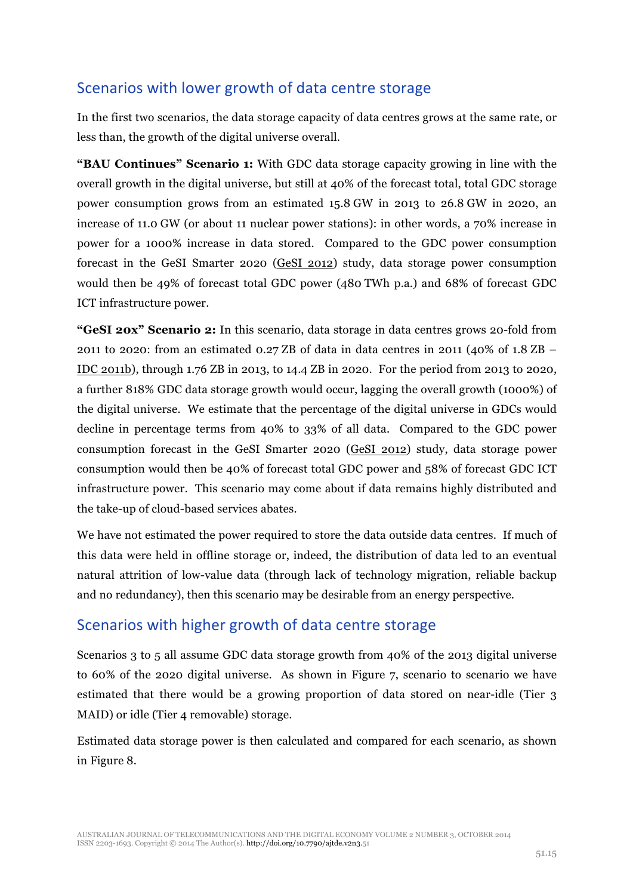## Scenarios with lower growth of data centre storage

In the first two scenarios, the data storage capacity of data centres grows at the same rate, or less than, the growth of the digital universe overall.

**"BAU Continues" Scenario 1:** With GDC data storage capacity growing in line with the overall growth in the digital universe, but still at 40% of the forecast total, total GDC storage power consumption grows from an estimated 15.8 GW in 2013 to 26.8 GW in 2020, an increase of 11.0 GW (or about 11 nuclear power stations): in other words, a 70% increase in power for a 1000% increase in data stored. Compared to the GDC power consumption forecast in the GeSI Smarter 2020 (GeSI 2012) study, data storage power consumption would then be 49% of forecast total GDC power (480 TWh p.a.) and 68% of forecast GDC ICT infrastructure power.

**"GeSI 20x" Scenario 2:** In this scenario, data storage in data centres grows 20-fold from 2011 to 2020: from an estimated 0.27 ZB of data in data centres in 2011 (40% of 1.8 ZB – IDC 2011b), through 1.76 ZB in 2013, to 14.4 ZB in 2020. For the period from 2013 to 2020, a further 818% GDC data storage growth would occur, lagging the overall growth (1000%) of the digital universe. We estimate that the percentage of the digital universe in GDCs would decline in percentage terms from 40% to 33% of all data. Compared to the GDC power consumption forecast in the GeSI Smarter 2020 (GeSI 2012) study, data storage power consumption would then be 40% of forecast total GDC power and 58% of forecast GDC ICT infrastructure power. This scenario may come about if data remains highly distributed and the take-up of cloud-based services abates.

We have not estimated the power required to store the data outside data centres. If much of this data were held in offline storage or, indeed, the distribution of data led to an eventual natural attrition of low-value data (through lack of technology migration, reliable backup and no redundancy), then this scenario may be desirable from an energy perspective.

## Scenarios with higher growth of data centre storage

Scenarios 3 to 5 all assume GDC data storage growth from 40% of the 2013 digital universe to 60% of the 2020 digital universe. As shown in Figure 7, scenario to scenario we have estimated that there would be a growing proportion of data stored on near-idle (Tier 3 MAID) or idle (Tier 4 removable) storage.

Estimated data storage power is then calculated and compared for each scenario, as shown in Figure 8.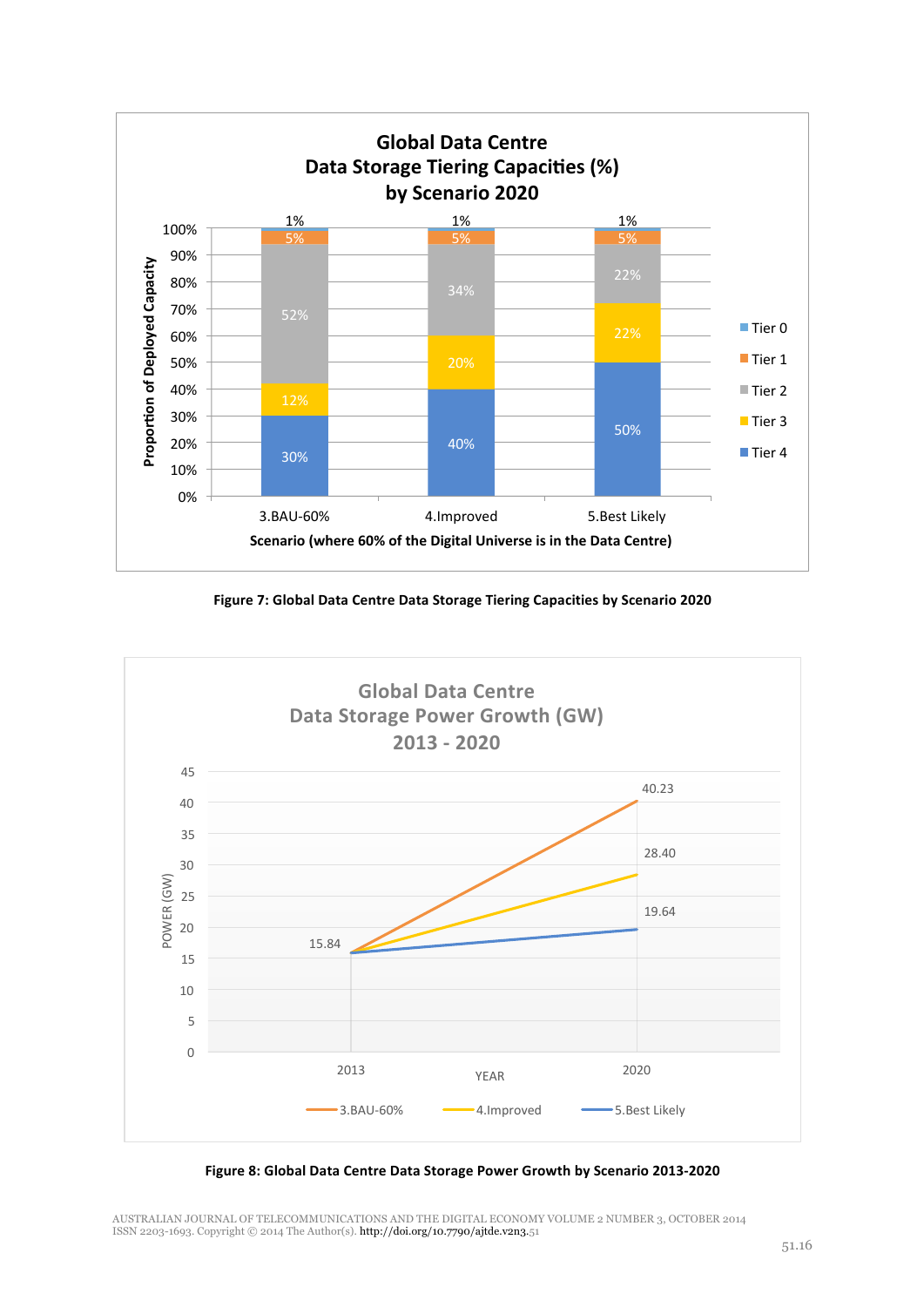Figure 7: Global Data Centre Data Storage Tiering Capacities by Scenario 2020

Figure 8: Global Data Centre Data Storage Power Growth by Scenario 2013-2020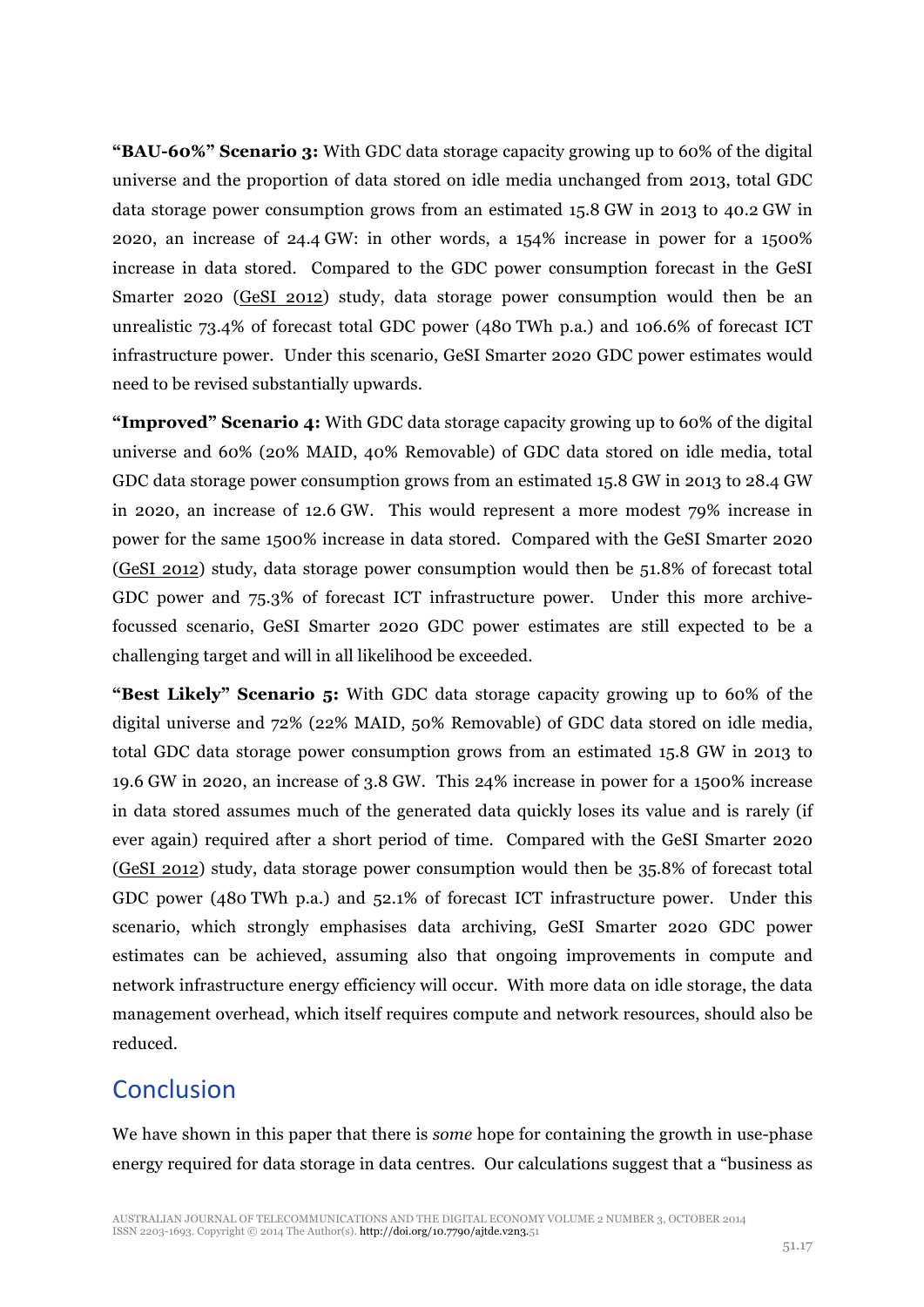**"BAU-60%" Scenario 3:** With GDC data storage capacity growing up to 60% of the digital universe and the proportion of data stored on idle media unchanged from 2013, total GDC data storage power consumption grows from an estimated 15.8 GW in 2013 to 40.2 GW in 2020, an increase of 24.4 GW: in other words, a 154% increase in power for a 1500% increase in data stored. Compared to the GDC power consumption forecast in the GeSI Smarter 2020 (GeSI 2012) study, data storage power consumption would then be an unrealistic 73.4% of forecast total GDC power (480 TWh p.a.) and 106.6% of forecast ICT infrastructure power. Under this scenario, GeSI Smarter 2020 GDC power estimates would need to be revised substantially upwards.

**"Improved" Scenario 4:** With GDC data storage capacity growing up to 60% of the digital universe and 60% (20% MAID, 40% Removable) of GDC data stored on idle media, total GDC data storage power consumption grows from an estimated 15.8 GW in 2013 to 28.4 GW in 2020, an increase of 12.6 GW. This would represent a more modest 79% increase in power for the same 1500% increase in data stored. Compared with the GeSI Smarter 2020 (GeSI 2012) study, data storage power consumption would then be 51.8% of forecast total GDC power and 75.3% of forecast ICT infrastructure power. Under this more archive-focussed scenario, GeSI Smarter 2020 GDC power estimates are still expected to be a challenging target and will in all likelihood be exceeded.

**"Best Likely" Scenario 5:** With GDC data storage capacity growing up to 60% of the digital universe and 72% (22% MAID, 50% Removable) of GDC data stored on idle media, total GDC data storage power consumption grows from an estimated 15.8 GW in 2013 to 19.6 GW in 2020, an increase of 3.8 GW. This 24% increase in power for a 1500% increase in data stored assumes much of the generated data quickly loses its value and is rarely (if ever again) required after a short period of time. Compared with the GeSI Smarter 2020 (GeSI 2012) study, data storage power consumption would then be 35.8% of forecast total GDC power (480 TWh p.a.) and 52.1% of forecast ICT infrastructure power. Under this scenario, which strongly emphasises data archiving, GeSI Smarter 2020 GDC power estimates can be achieved, assuming also that ongoing improvements in compute and network infrastructure energy efficiency will occur. With more data on idle storage, the data management overhead, which itself requires compute and network resources, should also be reduced.

## Conclusion

We have shown in this paper that there is *some* hope for containing the growth in use-phase energy required for data storage in data centres. Our calculations suggest that a "business as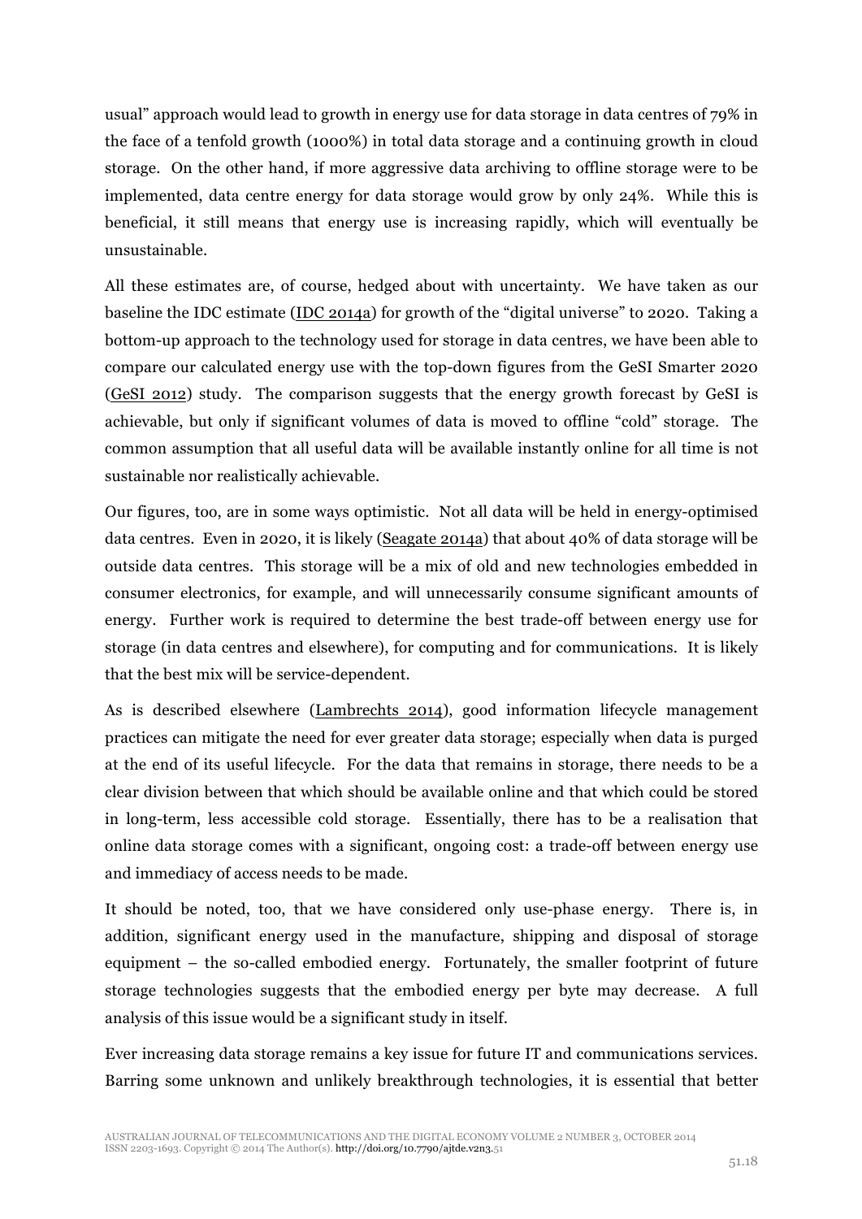usual" approach would lead to growth in energy use for data storage in data centres of 79% in the face of a tenfold growth (1000%) in total data storage and a continuing growth in cloud storage. On the other hand, if more aggressive data archiving to offline storage were to be implemented, data centre energy for data storage would grow by only 24%. While this is beneficial, it still means that energy use is increasing rapidly, which will eventually be unsustainable.

All these estimates are, of course, hedged about with uncertainty. We have taken as our baseline the IDC estimate (IDC 2014a) for growth of the "digital universe" to 2020. Taking a bottom-up approach to the technology used for storage in data centres, we have been able to compare our calculated energy use with the top-down figures from the GeSI Smarter 2020 (GeSI 2012) study. The comparison suggests that the energy growth forecast by GeSI is achievable, but only if significant volumes of data is moved to offline "cold" storage. The common assumption that all useful data will be available instantly online for all time is not sustainable nor realistically achievable.

Our figures, too, are in some ways optimistic. Not all data will be held in energy-optimised data centres. Even in 2020, it is likely (Seagate 2014a) that about 40% of data storage will be outside data centres. This storage will be a mix of old and new technologies embedded in consumer electronics, for example, and will unnecessarily consume significant amounts of energy. Further work is required to determine the best trade-off between energy use for storage (in data centres and elsewhere), for computing and for communications. It is likely that the best mix will be service-dependent.

As is described elsewhere (Lambrechts 2014), good information lifecycle management practices can mitigate the need for ever greater data storage; especially when data is purged at the end of its useful lifecycle. For the data that remains in storage, there needs to be a clear division between that which should be available online and that which could be stored in long-term, less accessible cold storage. Essentially, there has to be a realisation that online data storage comes with a significant, ongoing cost: a trade-off between energy use and immediacy of access needs to be made.

It should be noted, too, that we have considered only use-phase energy. There is, in addition, significant energy used in the manufacture, shipping and disposal of storage equipment – the so-called embodied energy. Fortunately, the smaller footprint of future storage technologies suggests that the embodied energy per byte may decrease. A full analysis of this issue would be a significant study in itself.

Ever increasing data storage remains a key issue for future IT and communications services. Barring some unknown and unlikely breakthrough technologies, it is essential that better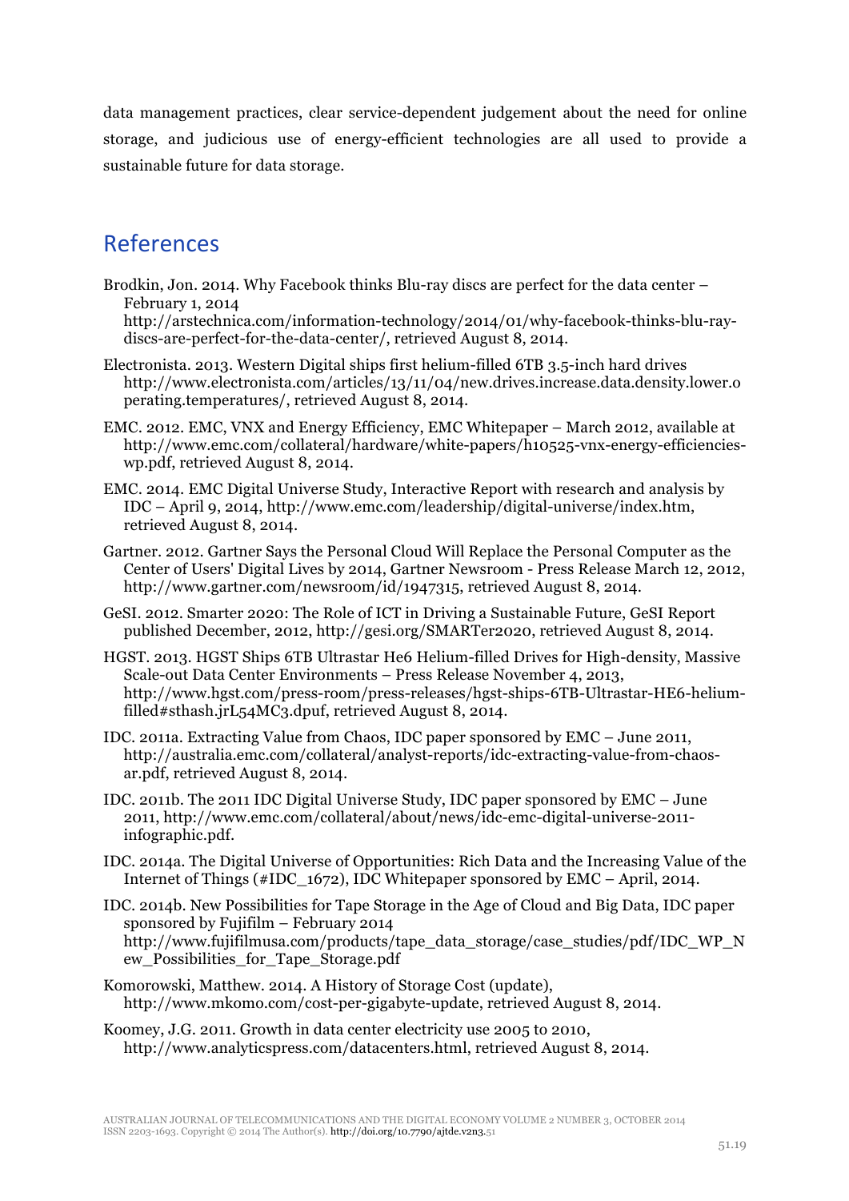data management practices, clear service-dependent judgement about the need for online storage, and judicious use of energy-efficient technologies are all used to provide a sustainable future for data storage.

## References

Brodkin, Jon. 2014. Why Facebook thinks Blu-ray discs are perfect for the data center – February 1, 2014 http://arstechnica.com/information-technology/2014/01/why-facebook-thinks-blu-ray-discs-are-perfect-for-the-data-center/, retrieved August 8, 2014.

Electronista. 2013. Western Digital ships first helium-filled 6TB 3.5-inch hard drives http://www.electronista.com/articles/13/11/04/new.drives.increase.data.density.lower.operating.temperatures/, retrieved August 8, 2014.

EMC. 2012. EMC, VNX and Energy Efficiency, EMC Whitepaper – March 2012, available at http://www.emc.com/collateral/hardware/white-papers/h10525-vnx-energy-efficiencies-wp.pdf, retrieved August 8, 2014.

EMC. 2014. EMC Digital Universe Study, Interactive Report with research and analysis by IDC – April 9, 2014, http://www.emc.com/leadership/digital-universe/index.htm, retrieved August 8, 2014.

Gartner. 2012. Gartner Says the Personal Cloud Will Replace the Personal Computer as the Center of Users' Digital Lives by 2014, Gartner Newsroom - Press Release March 12, 2012, http://www.gartner.com/newsroom/id/1947315, retrieved August 8, 2014.

GeSI. 2012. Smarter 2020: The Role of ICT in Driving a Sustainable Future, GeSI Report published December, 2012, http://gesi.org/SMARTer2020, retrieved August 8, 2014.

HGST. 2013. HGST Ships 6TB Ultrastar He6 Helium-filled Drives for High-density, Massive Scale-out Data Center Environments – Press Release November 4, 2013, http://www.hgst.com/press-room/press-releases/hgst-ships-6TB-Ultrastar-HE6-helium-filled#sthash.jrL54MC3.dpuf, retrieved August 8, 2014.

IDC. 2011a. Extracting Value from Chaos, IDC paper sponsored by EMC – June 2011, http://australia.emc.com/collateral/analyst-reports/idc-extracting-value-from-chaos-ar.pdf, retrieved August 8, 2014.

IDC. 2011b. The 2011 IDC Digital Universe Study, IDC paper sponsored by EMC – June 2011, http://www.emc.com/collateral/about/news/idc-emc-digital-universe-2011-infographic.pdf.

IDC. 2014a. The Digital Universe of Opportunities: Rich Data and the Increasing Value of the Internet of Things (#IDC_1672), IDC Whitepaper sponsored by EMC – April, 2014.

IDC. 2014b. New Possibilities for Tape Storage in the Age of Cloud and Big Data, IDC paper sponsored by Fujifilm – February 2014 http://www.fujifilmusa.com/products/tape_data_storage/case_studies/pdf/IDC_WP_New_Possibilities_for_Tape_Storage.pdf

Komorowski, Matthew. 2014. A History of Storage Cost (update), http://www.mkomo.com/cost-per-gigabyte-update, retrieved August 8, 2014.

Koomey, J.G. 2011. Growth in data center electricity use 2005 to 2010, http://www.analyticspress.com/datacenters.html, retrieved August 8, 2014.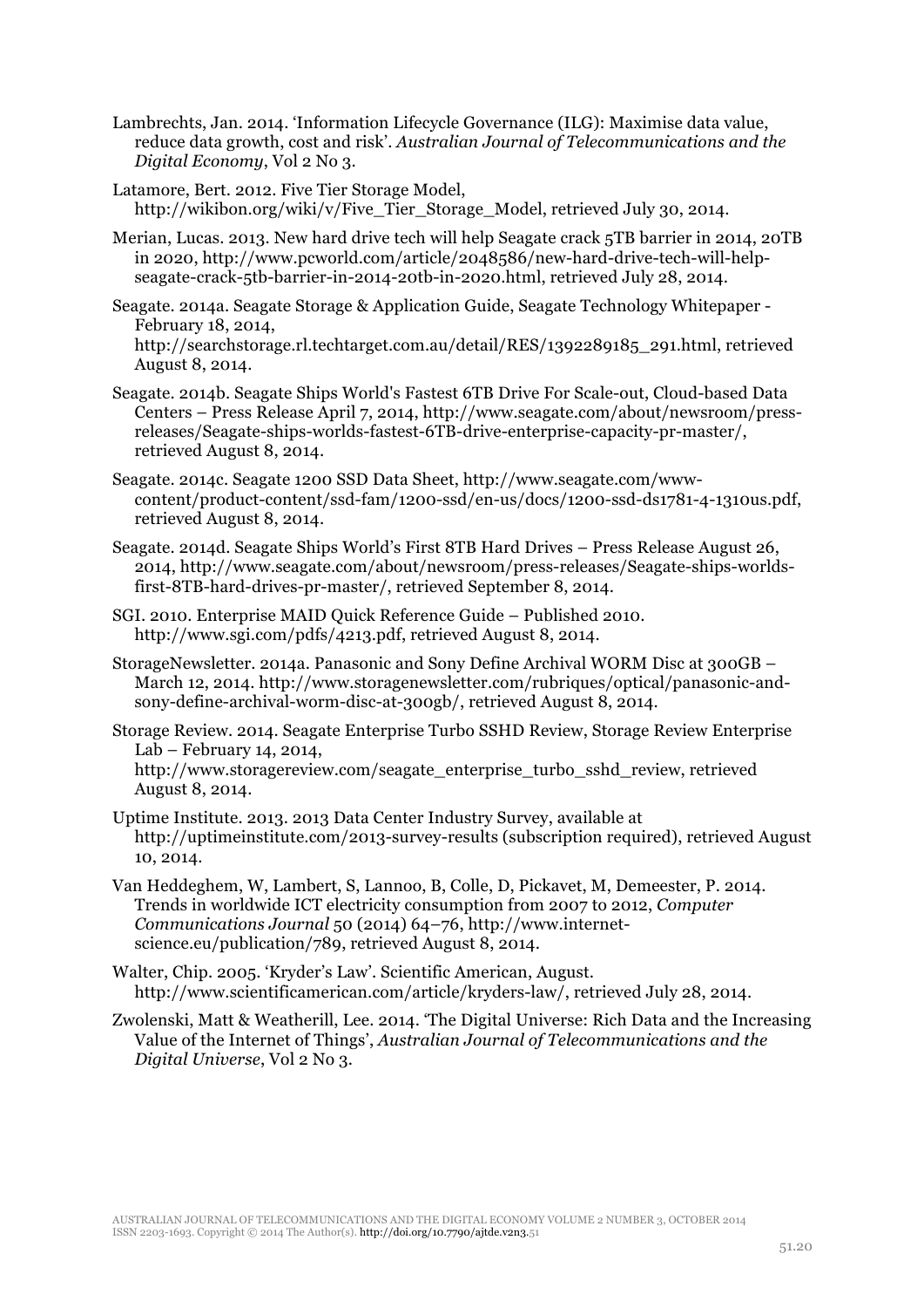Lambrechts, Jan. 2014. 'Information Lifecycle Governance (ILG): Maximise data value, reduce data growth, cost and risk'. *Australian Journal of Telecommunications and the Digital Economy*, Vol 2 No 3.

Latamore, Bert. 2012. Five Tier Storage Model, http://wikibon.org/wiki/v/Five_Tier_Storage_Model, retrieved July 30, 2014.

Merian, Lucas. 2013. New hard drive tech will help Seagate crack 5TB barrier in 2014, 20TB in 2020, http://www.pcworld.com/article/2048586/new-hard-drive-tech-will-help-seagate-crack-5tb-barrier-in-2014-20tb-in-2020.html, retrieved July 28, 2014.

Seagate. 2014a. Seagate Storage & Application Guide, Seagate Technology Whitepaper - February 18, 2014, http://searchstorage.rl.techtarget.com.au/detail/RES/1392289185_291.html, retrieved August 8, 2014.

Seagate. 2014b. Seagate Ships World's Fastest 6TB Drive For Scale-out, Cloud-based Data Centers – Press Release April 7, 2014, http://www.seagate.com/about/newsroom/press-releases/Seagate-ships-worlds-fastest-6TB-drive-enterprise-capacity-pr-master/, retrieved August 8, 2014.

Seagate. 2014c. Seagate 1200 SSD Data Sheet, http://www.seagate.com/www-content/product-content/ssd-fam/1200-ssd/en-us/docs/1200-ssd-ds1781-4-1310us.pdf, retrieved August 8, 2014.

Seagate. 2014d. Seagate Ships World's First 8TB Hard Drives – Press Release August 26, 2014, http://www.seagate.com/about/newsroom/press-releases/Seagate-ships-worlds-first-8TB-hard-drives-pr-master/, retrieved September 8, 2014.

SGI. 2010. Enterprise MAID Quick Reference Guide – Published 2010. http://www.sgi.com/pdfs/4213.pdf, retrieved August 8, 2014.

StorageNewsletter. 2014a. Panasonic and Sony Define Archival WORM Disc at 300GB – March 12, 2014. http://www.storagenewsletter.com/rubriques/optical/panasonic-and-sony-define-archival-worm-disc-at-300gb/, retrieved August 8, 2014.

Storage Review. 2014. Seagate Enterprise Turbo SSHD Review, Storage Review Enterprise Lab – February 14, 2014, http://www.storagereview.com/seagate_enterprise_turbo_sshd_review, retrieved August 8, 2014.

Uptime Institute. 2013. 2013 Data Center Industry Survey, available at http://uptimeinstitute.com/2013-survey-results (subscription required), retrieved August 10, 2014.

Van Heddeghem, W, Lambert, S, Lannoo, B, Colle, D, Pickavet, M, Demeester, P. 2014. Trends in worldwide ICT electricity consumption from 2007 to 2012, *Computer Communications Journal* 50 (2014) 64–76, http://www.internet-science.eu/publication/789, retrieved August 8, 2014.

Walter, Chip. 2005. 'Kryder's Law'. Scientific American, August. http://www.scientificamerican.com/article/kryders-law/, retrieved July 28, 2014.

Zwolenski, Matt & Weatherill, Lee. 2014. 'The Digital Universe: Rich Data and the Increasing Value of the Internet of Things', *Australian Journal of Telecommunications and the Digital Universe*, Vol 2 No 3.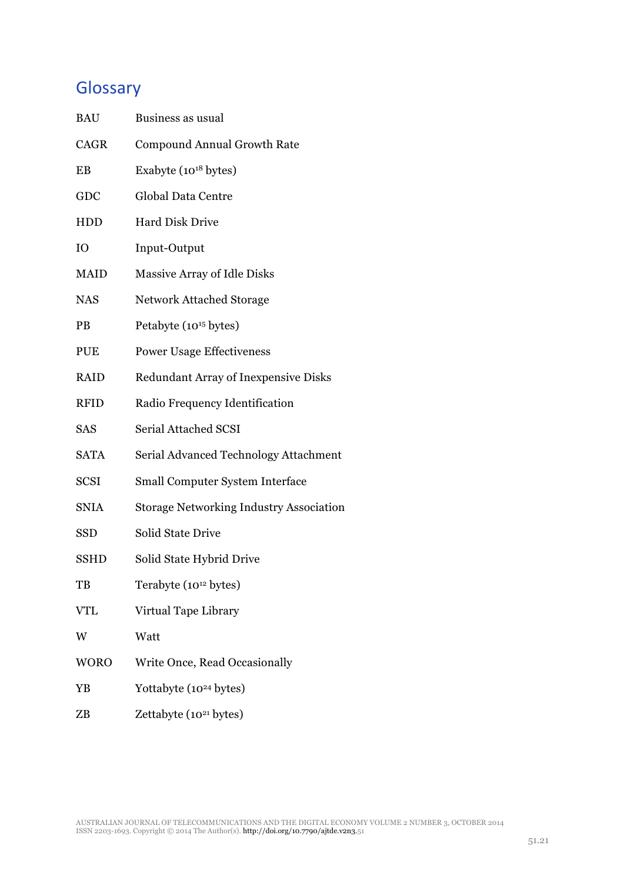## Glossary

| | |
|---|---|
| BAU | Business as usual |
| CAGR | Compound Annual Growth Rate |
| EB | Exabyte ($10^{18}$ bytes) |
| GDC | Global Data Centre |
| HDD | Hard Disk Drive |
| IO | Input-Output |
| MAID | Massive Array of Idle Disks |
| NAS | Network Attached Storage |
| PB | Petabyte ($10^{15}$ bytes) |
| PUE | Power Usage Effectiveness |
| RAID | Redundant Array of Inexpensive Disks |
| RFID | Radio Frequency Identification |
| SAS | Serial Attached SCSI |
| SATA | Serial Advanced Technology Attachment |
| SCSI | Small Computer System Interface |
| SNIA | Storage Networking Industry Association |
| SSD | Solid State Drive |
| SSHD | Solid State Hybrid Drive |
| TB | Terabyte ($10^{12}$ bytes) |
| VTL | Virtual Tape Library |
| W | Watt |
| WORO | Write Once, Read Occasionally |
| YB | Yottabyte ($10^{24}$ bytes) |
| ZB | Zettabyte ($10^{21}$ bytes) |